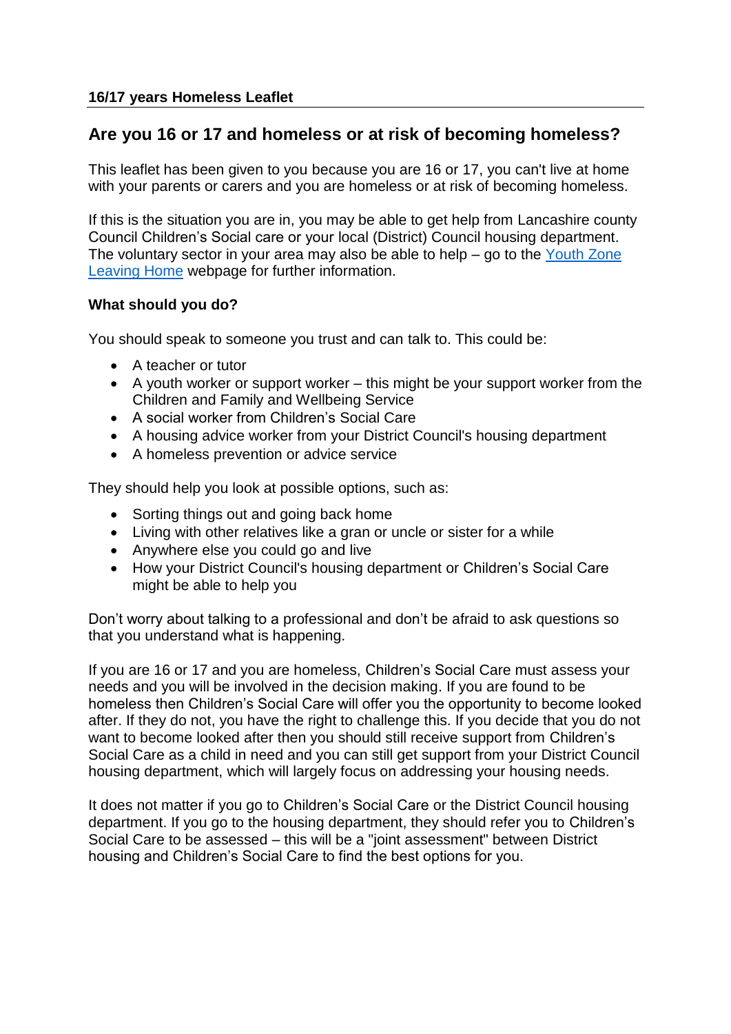**16/17 years Homeless Leaflet**

## Are you 16 or 17 and homeless or at risk of becoming homeless?

This leaflet has been given to you because you are 16 or 17, you can't live at home with your parents or carers and you are homeless or at risk of becoming homeless.

If this is the situation you are in, you may be able to get help from Lancashire county Council Children's Social care or your local (District) Council housing department. The voluntary sector in your area may also be able to help – go to the Youth Zone Leaving Home webpage for further information.

### What should you do?

You should speak to someone you trust and can talk to. This could be:

- A teacher or tutor
- A youth worker or support worker – this might be your support worker from the Children and Family and Wellbeing Service
- A social worker from Children's Social Care
- A housing advice worker from your District Council's housing department
- A homeless prevention or advice service

They should help you look at possible options, such as:

- Sorting things out and going back home
- Living with other relatives like a gran or uncle or sister for a while
- Anywhere else you could go and live
- How your District Council's housing department or Children's Social Care might be able to help you

Don't worry about talking to a professional and don't be afraid to ask questions so that you understand what is happening.

If you are 16 or 17 and you are homeless, Children's Social Care must assess your needs and you will be involved in the decision making. If you are found to be homeless then Children's Social Care will offer you the opportunity to become looked after. If they do not, you have the right to challenge this. If you decide that you do not want to become looked after then you should still receive support from Children's Social Care as a child in need and you can still get support from your District Council housing department, which will largely focus on addressing your housing needs.

It does not matter if you go to Children's Social Care or the District Council housing department. If you go to the housing department, they should refer you to Children's Social Care to be assessed – this will be a "joint assessment" between District housing and Children's Social Care to find the best options for you.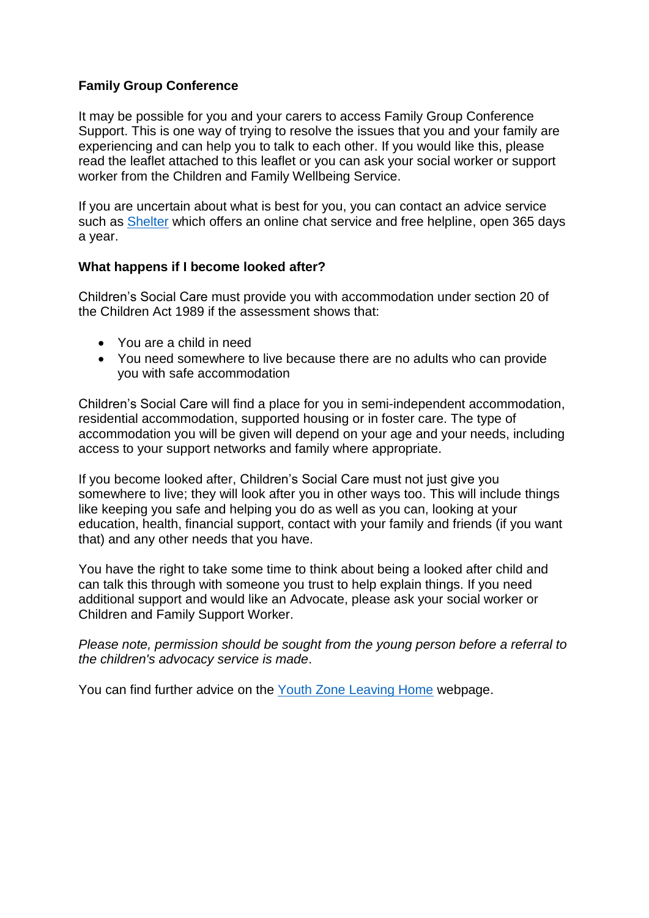**Family Group Conference**

It may be possible for you and your carers to access Family Group Conference Support. This is one way of trying to resolve the issues that you and your family are experiencing and can help you to talk to each other. If you would like this, please read the leaflet attached to this leaflet or you can ask your social worker or support worker from the Children and Family Wellbeing Service.

If you are uncertain about what is best for you, you can contact an advice service such as Shelter which offers an online chat service and free helpline, open 365 days a year.

**What happens if I become looked after?**

Children's Social Care must provide you with accommodation under section 20 of the Children Act 1989 if the assessment shows that:

- You are a child in need
- You need somewhere to live because there are no adults who can provide you with safe accommodation

Children's Social Care will find a place for you in semi-independent accommodation, residential accommodation, supported housing or in foster care. The type of accommodation you will be given will depend on your age and your needs, including access to your support networks and family where appropriate.

If you become looked after, Children's Social Care must not just give you somewhere to live; they will look after you in other ways too. This will include things like keeping you safe and helping you do as well as you can, looking at your education, health, financial support, contact with your family and friends (if you want that) and any other needs that you have.

You have the right to take some time to think about being a looked after child and can talk this through with someone you trust to help explain things. If you need additional support and would like an Advocate, please ask your social worker or Children and Family Support Worker.

*Please note, permission should be sought from the young person before a referral to the children's advocacy service is made*.

You can find further advice on the Youth Zone Leaving Home webpage.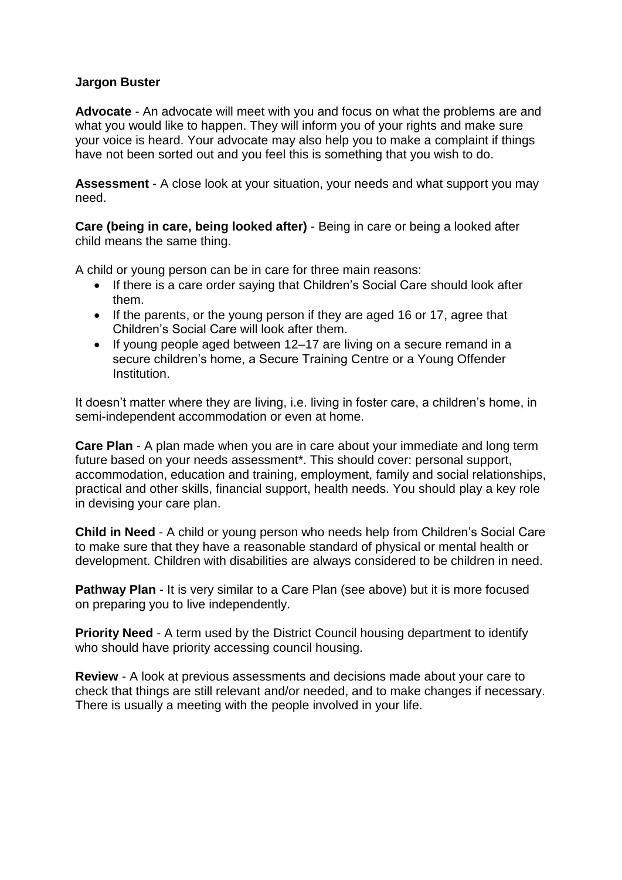**Jargon Buster**

**Advocate** - An advocate will meet with you and focus on what the problems are and what you would like to happen. They will inform you of your rights and make sure your voice is heard. Your advocate may also help you to make a complaint if things have not been sorted out and you feel this is something that you wish to do.

**Assessment** - A close look at your situation, your needs and what support you may need.

**Care (being in care, being looked after)** - Being in care or being a looked after child means the same thing.

A child or young person can be in care for three main reasons:

- If there is a care order saying that Children's Social Care should look after them.
- If the parents, or the young person if they are aged 16 or 17, agree that Children's Social Care will look after them.
- If young people aged between 12–17 are living on a secure remand in a secure children's home, a Secure Training Centre or a Young Offender Institution.

It doesn't matter where they are living, i.e. living in foster care, a children's home, in semi-independent accommodation or even at home.

**Care Plan** - A plan made when you are in care about your immediate and long term future based on your needs assessment*. This should cover: personal support, accommodation, education and training, employment, family and social relationships, practical and other skills, financial support, health needs. You should play a key role in devising your care plan.

**Child in Need** - A child or young person who needs help from Children's Social Care to make sure that they have a reasonable standard of physical or mental health or development. Children with disabilities are always considered to be children in need.

**Pathway Plan** - It is very similar to a Care Plan (see above) but it is more focused on preparing you to live independently.

**Priority Need** - A term used by the District Council housing department to identify who should have priority accessing council housing.

**Review** - A look at previous assessments and decisions made about your care to check that things are still relevant and/or needed, and to make changes if necessary. There is usually a meeting with the people involved in your life.